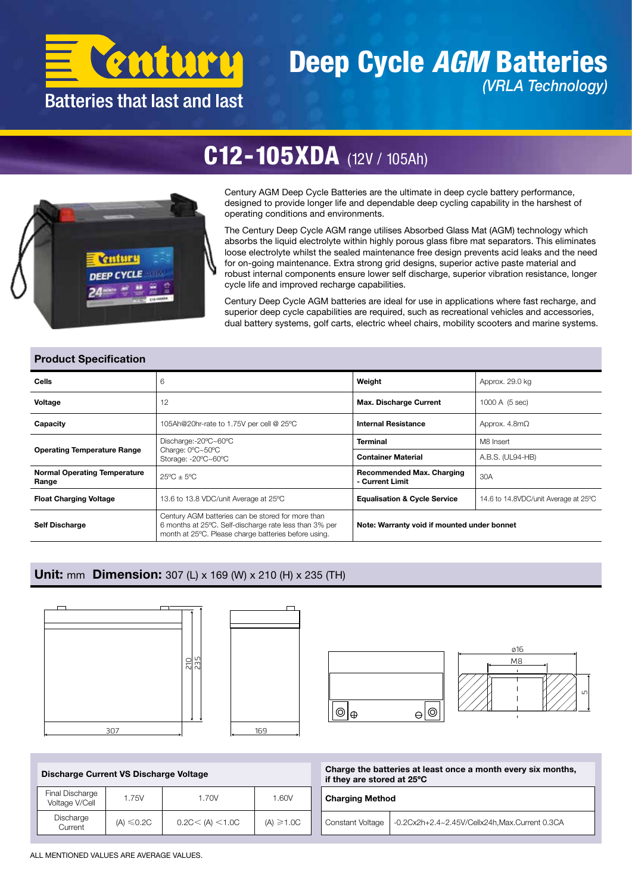Century

Batteries that last and last

# Deep Cycle *AGM* Batteries

*(VRLA Technology)*

## C12-105XDA (12V / 105Ah)

Century AGM Deep Cycle Batteries are the ultimate in deep cycle battery performance, designed to provide longer life and dependable deep cycling capability in the harshest of operating conditions and environments.

The Century Deep Cycle AGM range utilises Absorbed Glass Mat (AGM) technology which absorbs the liquid electrolyte within highly porous glass fibre mat separators. This eliminates loose electrolyte whilst the sealed maintenance free design prevents acid leaks and the need for on-going maintenance. Extra strong grid designs, superior active paste material and robust internal components ensure lower self discharge, superior vibration resistance, longer cycle life and improved recharge capabilities.

Century Deep Cycle AGM batteries are ideal for use in applications where fast recharge, and superior deep cycle capabilities are required, such as recreational vehicles and accessories, dual battery systems, golf carts, electric wheel chairs, mobility scooters and marine systems.

### Product Specification

| | | | |
|---|---|---|---|
| **Cells** | 6 | **Weight** | Approx. 29.0 kg |
| **Voltage** | 12 | **Max. Discharge Current** | 1000 A (5 sec) |
| **Capacity** | 105Ah@20hr-rate to 1.75V per cell @ 25°C | **Internal Resistance** | Approx. 4.8mΩ |
| **Operating Temperature Range** | Discharge:-20°C~60°C<br>Charge: 0°C~50°C<br>Storage: -20°C~60°C | **Terminal** | M8 Insert |
| | | **Container Material** | A.B.S. (UL94-HB) |
| **Normal Operating Temperature Range** | 25°C ± 5°C | **Recommended Max. Charging - Current Limit** | 30A |
| **Float Charging Voltage** | 13.6 to 13.8 VDC/unit Average at 25°C | **Equalisation & Cycle Service** | 14.6 to 14.8VDC/unit Average at 25°C |
| **Self Discharge** | Century AGM batteries can be stored for more than 6 months at 25°C. Self-discharge rate less than 3% per month at 25°C. Please charge batteries before using. | **Note: Warranty void if mounted under bonnet** | |

### Unit: mm Dimension: 307 (L) x 169 (W) x 210 (H) x 235 (TH)

307 169 210 235 ø16 M8 5

### Discharge Current VS Discharge Voltage

| Final Discharge Voltage V/Cell | 1.75V | 1.70V | 1.60V |
|---|---|---|---|
| Discharge Current | (A) ≤0.2C | 0.2C< (A) <1.0C | (A) ≥1.0C |

**Charge the batteries at least once a month every six months, if they are stored at 25°C**

| **Charging Method** | |
|---|---|
| Constant Voltage | -0.2Cx2h+2.4~2.45V/Cellx24h,Max.Current 0.3CA |

ALL MENTIONED VALUES ARE AVERAGE VALUES.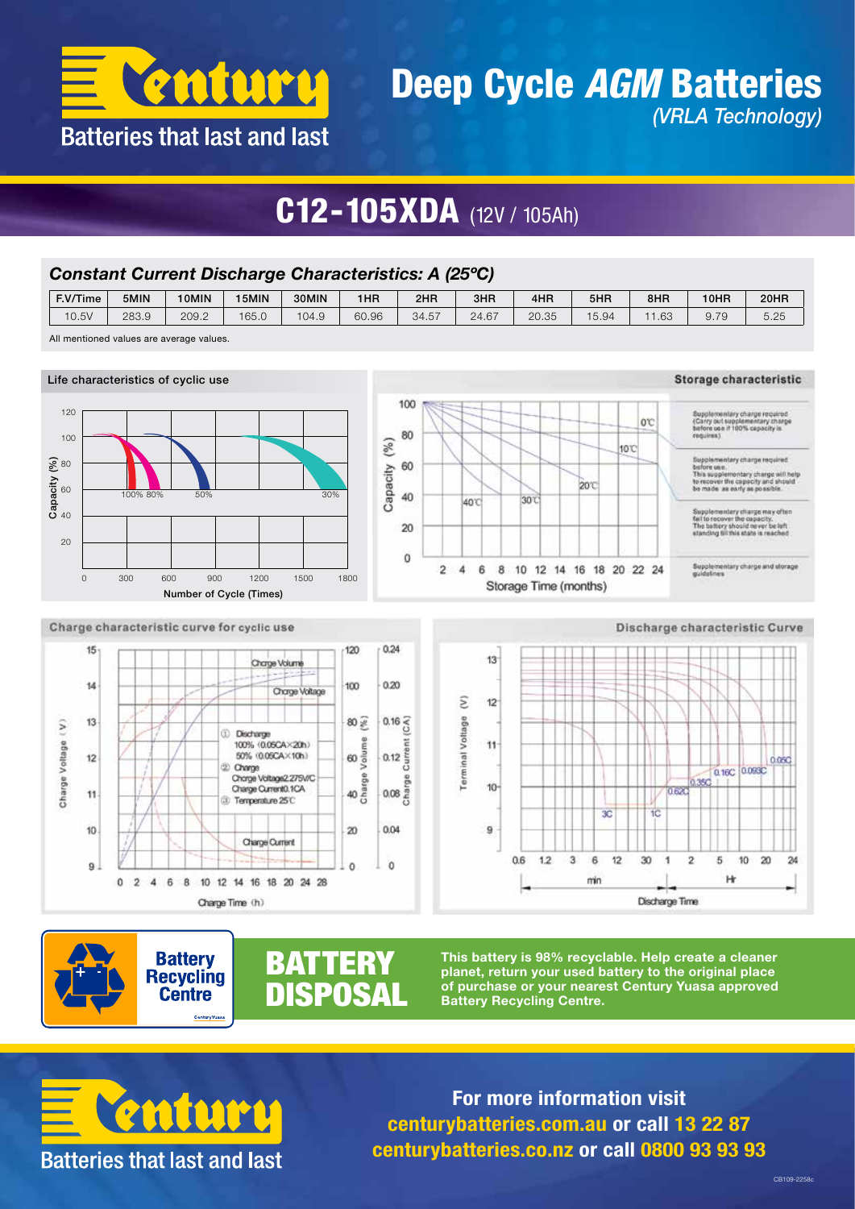# Century

Batteries that last and last

# Deep Cycle *AGM* Batteries

*(VRLA Technology)*

## C12-105XDA (12V / 105Ah)

### *Constant Current Discharge Characteristics: A (25ºC)*

| F.V/Time | 5MIN | 10MIN | 15MIN | 30MIN | 1HR | 2HR | 3HR | 4HR | 5HR | 8HR | 10HR | 20HR |
|---|---|---|---|---|---|---|---|---|---|---|---|---|
| 10.5V | 283.9 | 209.2 | 165.0 | 104.9 | 60.96 | 34.57 | 24.67 | 20.35 | 15.94 | 11.63 | 9.79 | 5.25 |

All mentioned values are average values.

**Life characteristics of cyclic use**

Capacity (%)
120
100
80
60
40
20
100% 80%
50%
30%
0 300 600 900 1200 1500 1800
Number of Cycle (Times)

**Storage characteristic**

Capacity (%)
100
80
60
40
20
0
0℃
10℃
20℃
30℃
40℃
2 4 6 8 10 12 14 16 18 20 22 24
Storage Time (months)

Supplementary charge required (Carry out supplementary charge before use if 100% capacity is required.)

Supplementary charge required before use. This supplementary charge will help to recover the capacity and should be made as early as possible.

Supplementary charge may often fail to recover the capacity. The battery should never be left standing till this state is reached.

Supplementary charge and storage guidelines

**Charge characteristic curve for cyclic use**

Charge Voltage (V)
15
14
13
12
11
10
9
Charge Volume
Charge Voltage
① Discharge
100% (0.05CA×20h)
50% (0.05CA×10h)
② Charge
Charge Voltage2.275V/C
Charge Current0.1CA
③ Temperature 25℃
Charge Current
Charge Volume (%)
120
100
80
60
40
20
0
Charge Current (CA)
0.24
0.20
0.16
0.12
0.08
0.04
0
0 2 4 6 8 10 12 14 16 18 20 24 28
Charge Time (h)

**Discharge characteristic Curve**

Terminal Voltage (V)
13
12
11
10
9
3C
1C
0.62C
0.35C
0.16C
0.093C
0.05C
0.6 1.2 3 6 12 30 1 2 5 10 20 24
min
Hr
Discharge Time

**Battery Recycling Centre**

# BATTERY DISPOSAL

**This battery is 98% recyclable. Help create a cleaner planet, return your used battery to the original place of purchase or your nearest Century Yuasa approved Battery Recycling Centre.**

Century

Batteries that last and last

**For more information visit**
**centurybatteries.com.au or call 13 22 87**
**centurybatteries.co.nz or call 0800 93 93 93**

CB109-2258c